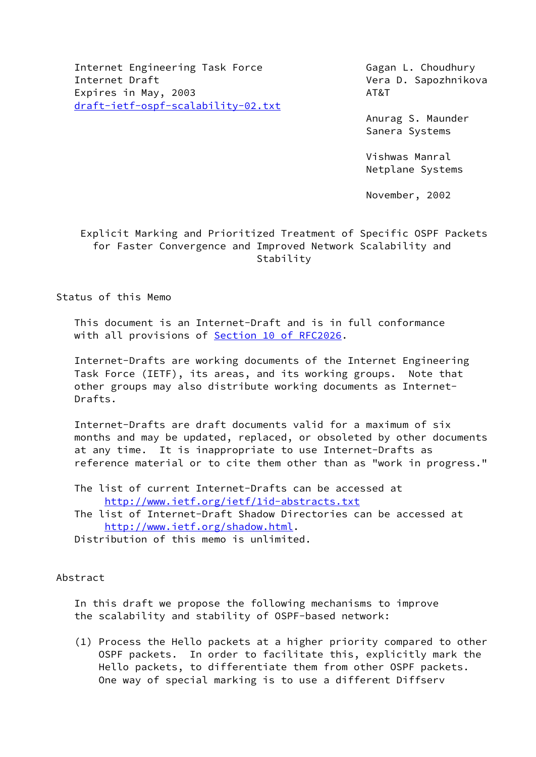Internet Engineering Task Force
Internet Draft
Expires in May, 2003
draft-ietf-ospf-scalability-02.txt

Gagan L. Choudhury
Vera D. Sapozhnikova
AT&T

Anurag S. Maunder
Sanera Systems

Vishwas Manral
Netplane Systems

November, 2002

# Explicit Marking and Prioritized Treatment of Specific OSPF Packets for Faster Convergence and Improved Network Scalability and Stability

## Status of this Memo

This document is an Internet-Draft and is in full conformance with all provisions of Section 10 of RFC2026.

Internet-Drafts are working documents of the Internet Engineering Task Force (IETF), its areas, and its working groups. Note that other groups may also distribute working documents as Internet-Drafts.

Internet-Drafts are draft documents valid for a maximum of six months and may be updated, replaced, or obsoleted by other documents at any time. It is inappropriate to use Internet-Drafts as reference material or to cite them other than as "work in progress."

The list of current Internet-Drafts can be accessed at
http://www.ietf.org/ietf/1id-abstracts.txt
The list of Internet-Draft Shadow Directories can be accessed at
http://www.ietf.org/shadow.html.
Distribution of this memo is unlimited.

## Abstract

In this draft we propose the following mechanisms to improve the scalability and stability of OSPF-based network:

(1) Process the Hello packets at a higher priority compared to other OSPF packets. In order to facilitate this, explicitly mark the Hello packets, to differentiate them from other OSPF packets. One way of special marking is to use a different Diffserv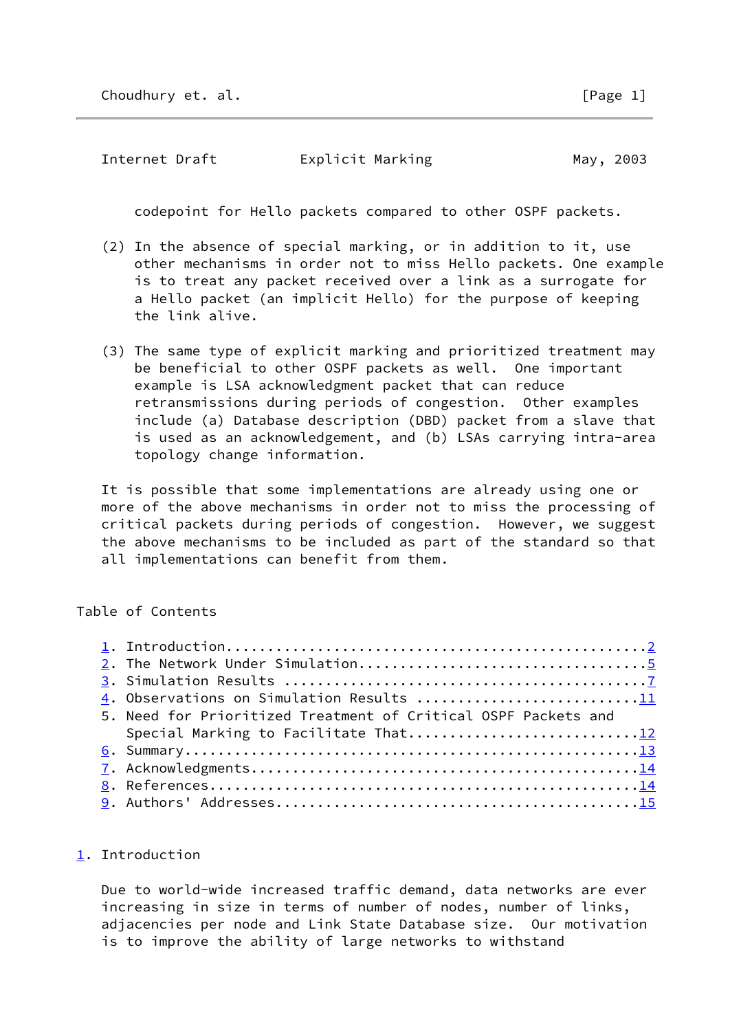codepoint for Hello packets compared to other OSPF packets.

(2) In the absence of special marking, or in addition to it, use other mechanisms in order not to miss Hello packets. One example is to treat any packet received over a link as a surrogate for a Hello packet (an implicit Hello) for the purpose of keeping the link alive.

(3) The same type of explicit marking and prioritized treatment may be beneficial to other OSPF packets as well. One important example is LSA acknowledgment packet that can reduce retransmissions during periods of congestion. Other examples include (a) Database description (DBD) packet from a slave that is used as an acknowledgement, and (b) LSAs carrying intra-area topology change information.

It is possible that some implementations are already using one or more of the above mechanisms in order not to miss the processing of critical packets during periods of congestion. However, we suggest the above mechanisms to be included as part of the standard so that all implementations can benefit from them.

## Table of Contents

```
1. Introduction..................................................2
2. The Network Under Simulation..................................5
3. Simulation Results ...........................................7
4. Observations on Simulation Results ..........................11
5. Need for Prioritized Treatment of Critical OSPF Packets and
   Special Marking to Facilitate That...........................12
6. Summary......................................................13
7. Acknowledgments..............................................14
8. References...................................................14
9. Authors' Addresses...........................................15
```

## 1. Introduction

Due to world-wide increased traffic demand, data networks are ever increasing in size in terms of number of nodes, number of links, adjacencies per node and Link State Database size. Our motivation is to improve the ability of large networks to withstand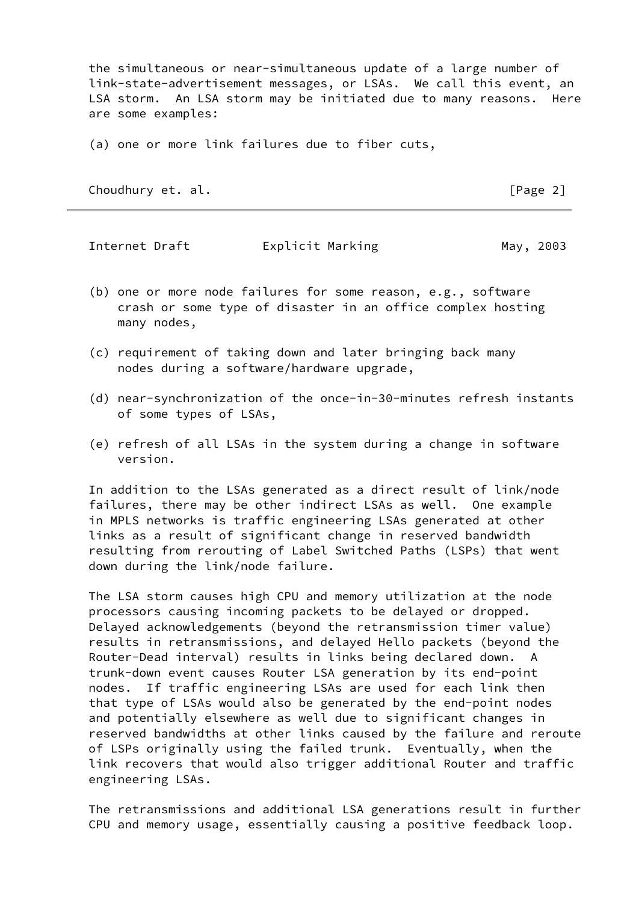the simultaneous or near-simultaneous update of a large number of link-state-advertisement messages, or LSAs. We call this event, an LSA storm. An LSA storm may be initiated due to many reasons. Here are some examples:

(a) one or more link failures due to fiber cuts,

(b) one or more node failures for some reason, e.g., software crash or some type of disaster in an office complex hosting many nodes,

(c) requirement of taking down and later bringing back many nodes during a software/hardware upgrade,

(d) near-synchronization of the once-in-30-minutes refresh instants of some types of LSAs,

(e) refresh of all LSAs in the system during a change in software version.

In addition to the LSAs generated as a direct result of link/node failures, there may be other indirect LSAs as well. One example in MPLS networks is traffic engineering LSAs generated at other links as a result of significant change in reserved bandwidth resulting from rerouting of Label Switched Paths (LSPs) that went down during the link/node failure.

The LSA storm causes high CPU and memory utilization at the node processors causing incoming packets to be delayed or dropped. Delayed acknowledgements (beyond the retransmission timer value) results in retransmissions, and delayed Hello packets (beyond the Router-Dead interval) results in links being declared down. A trunk-down event causes Router LSA generation by its end-point nodes. If traffic engineering LSAs are used for each link then that type of LSAs would also be generated by the end-point nodes and potentially elsewhere as well due to significant changes in reserved bandwidths at other links caused by the failure and reroute of LSPs originally using the failed trunk. Eventually, when the link recovers that would also trigger additional Router and traffic engineering LSAs.

The retransmissions and additional LSA generations result in further CPU and memory usage, essentially causing a positive feedback loop.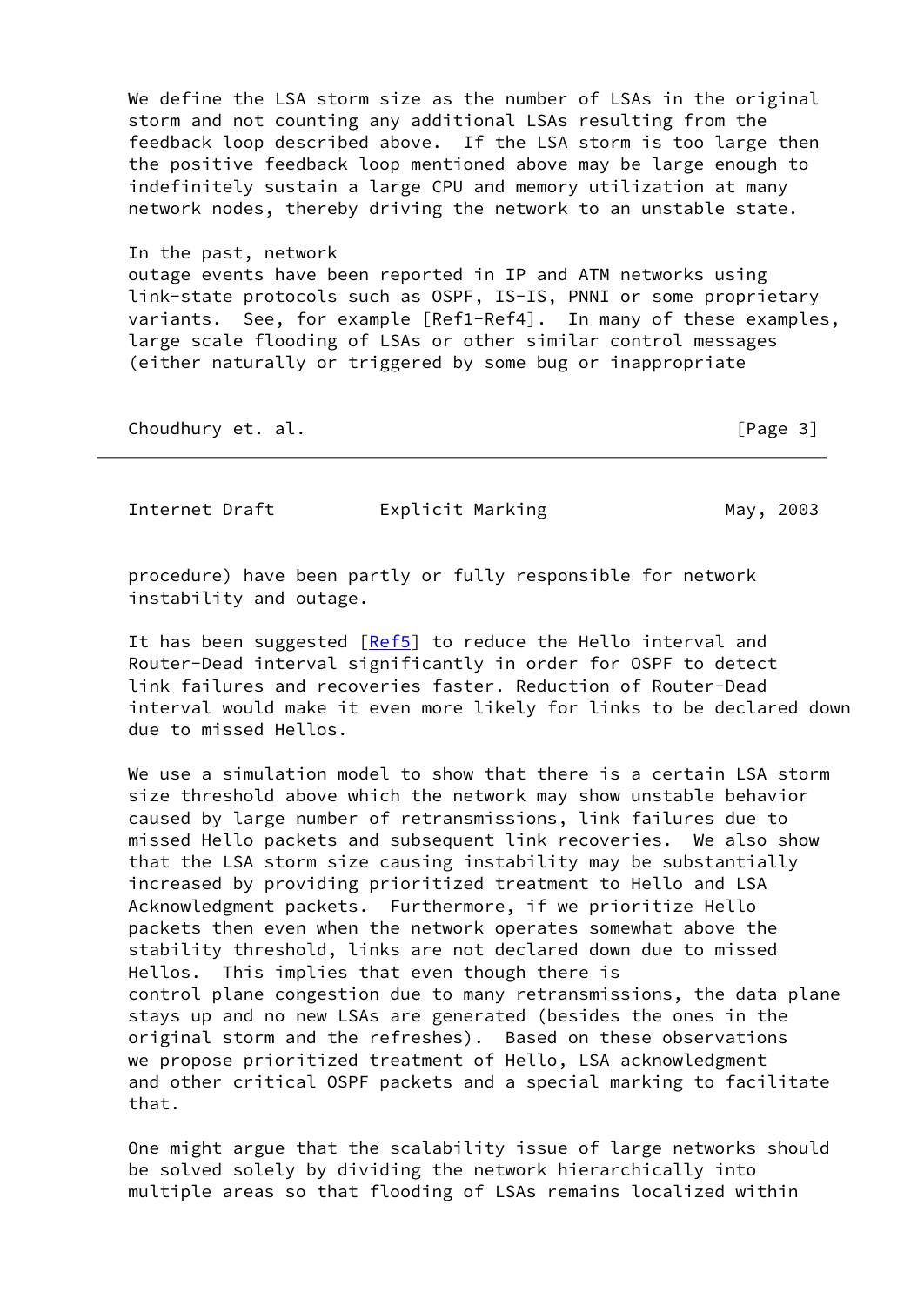We define the LSA storm size as the number of LSAs in the original storm and not counting any additional LSAs resulting from the feedback loop described above. If the LSA storm is too large then the positive feedback loop mentioned above may be large enough to indefinitely sustain a large CPU and memory utilization at many network nodes, thereby driving the network to an unstable state.

In the past, network outage events have been reported in IP and ATM networks using link-state protocols such as OSPF, IS-IS, PNNI or some proprietary variants. See, for example [Ref1-Ref4]. In many of these examples, large scale flooding of LSAs or other similar control messages (either naturally or triggered by some bug or inappropriate procedure) have been partly or fully responsible for network instability and outage.

It has been suggested [Ref5] to reduce the Hello interval and Router-Dead interval significantly in order for OSPF to detect link failures and recoveries faster. Reduction of Router-Dead interval would make it even more likely for links to be declared down due to missed Hellos.

We use a simulation model to show that there is a certain LSA storm size threshold above which the network may show unstable behavior caused by large number of retransmissions, link failures due to missed Hello packets and subsequent link recoveries. We also show that the LSA storm size causing instability may be substantially increased by providing prioritized treatment to Hello and LSA Acknowledgment packets. Furthermore, if we prioritize Hello packets then even when the network operates somewhat above the stability threshold, links are not declared down due to missed Hellos. This implies that even though there is control plane congestion due to many retransmissions, the data plane stays up and no new LSAs are generated (besides the ones in the original storm and the refreshes). Based on these observations we propose prioritized treatment of Hello, LSA acknowledgment and other critical OSPF packets and a special marking to facilitate that.

One might argue that the scalability issue of large networks should be solved solely by dividing the network hierarchically into multiple areas so that flooding of LSAs remains localized within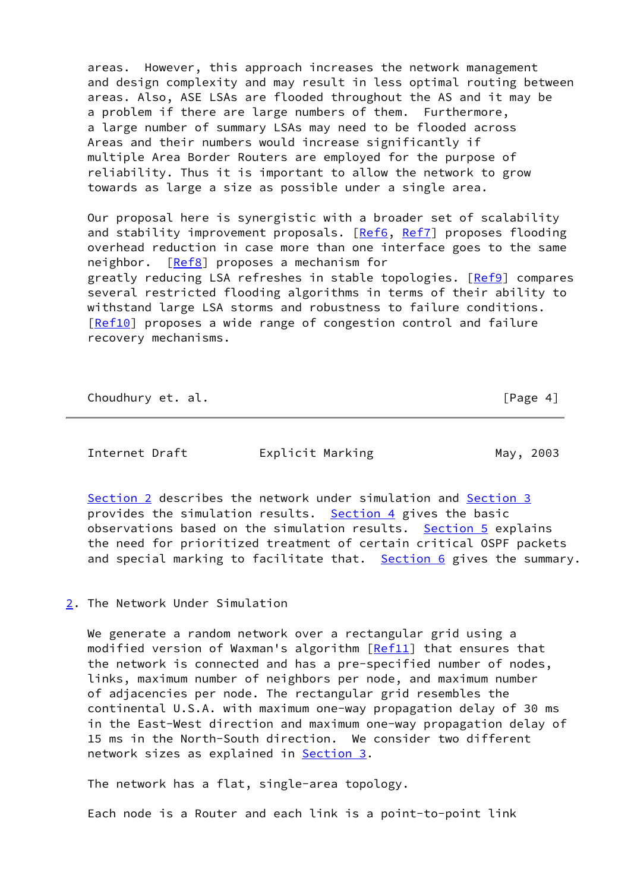areas. However, this approach increases the network management and design complexity and may result in less optimal routing between areas. Also, ASE LSAs are flooded throughout the AS and it may be a problem if there are large numbers of them. Furthermore, a large number of summary LSAs may need to be flooded across Areas and their numbers would increase significantly if multiple Area Border Routers are employed for the purpose of reliability. Thus it is important to allow the network to grow towards as large a size as possible under a single area.

Our proposal here is synergistic with a broader set of scalability and stability improvement proposals. [Ref6, Ref7] proposes flooding overhead reduction in case more than one interface goes to the same neighbor. [Ref8] proposes a mechanism for greatly reducing LSA refreshes in stable topologies. [Ref9] compares several restricted flooding algorithms in terms of their ability to withstand large LSA storms and robustness to failure conditions. [Ref10] proposes a wide range of congestion control and failure recovery mechanisms.

Section 2 describes the network under simulation and Section 3 provides the simulation results. Section 4 gives the basic observations based on the simulation results. Section 5 explains the need for prioritized treatment of certain critical OSPF packets and special marking to facilitate that. Section 6 gives the summary.

## 2. The Network Under Simulation

We generate a random network over a rectangular grid using a modified version of Waxman's algorithm [Ref11] that ensures that the network is connected and has a pre-specified number of nodes, links, maximum number of neighbors per node, and maximum number of adjacencies per node. The rectangular grid resembles the continental U.S.A. with maximum one-way propagation delay of 30 ms in the East-West direction and maximum one-way propagation delay of 15 ms in the North-South direction. We consider two different network sizes as explained in Section 3.

The network has a flat, single-area topology.

Each node is a Router and each link is a point-to-point link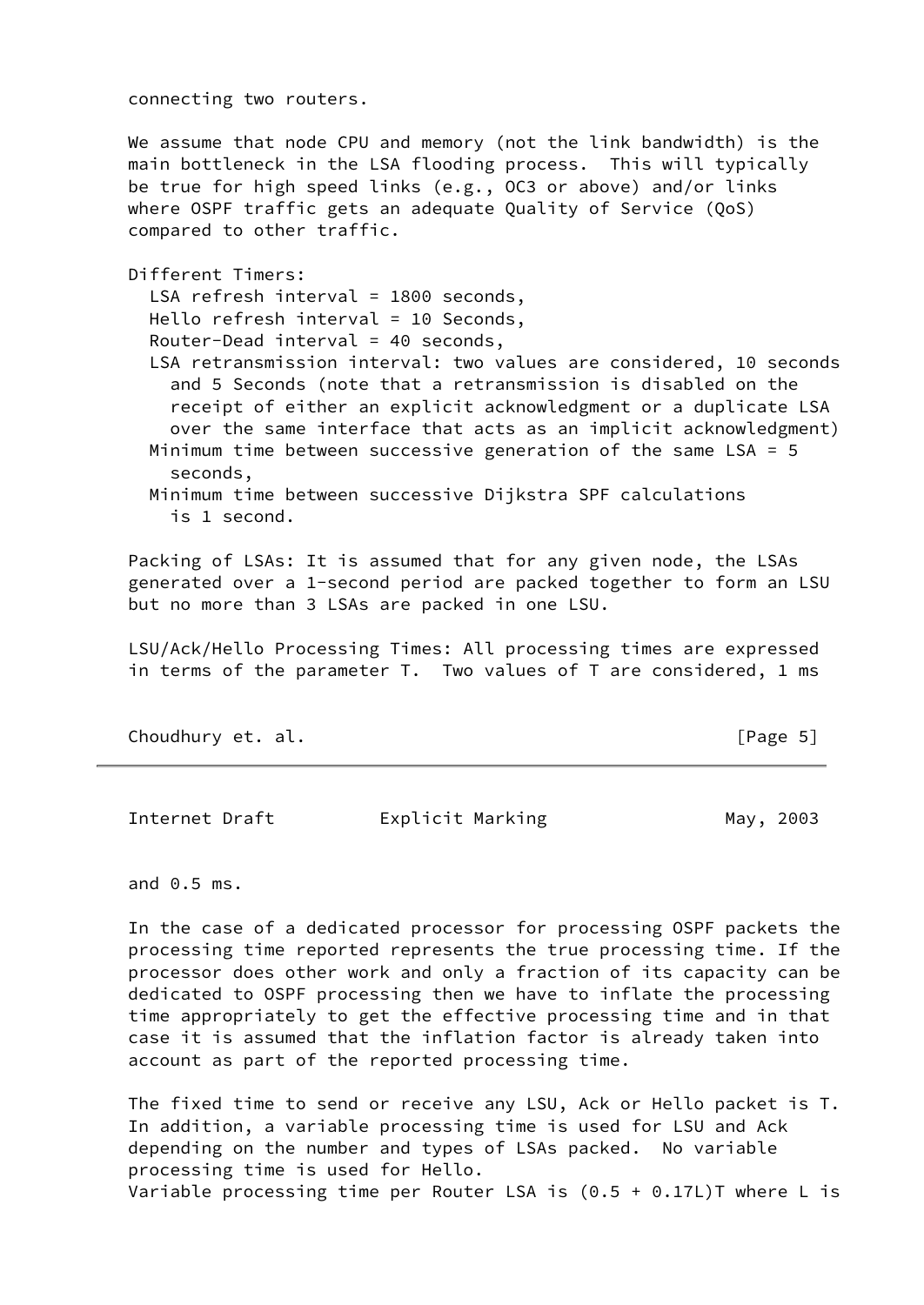connecting two routers.

We assume that node CPU and memory (not the link bandwidth) is the main bottleneck in the LSA flooding process. This will typically be true for high speed links (e.g., OC3 or above) and/or links where OSPF traffic gets an adequate Quality of Service (QoS) compared to other traffic.

Different Timers:

- LSA refresh interval = 1800 seconds,
- Hello refresh interval = 10 Seconds,
- Router-Dead interval = 40 seconds,
- LSA retransmission interval: two values are considered, 10 seconds and 5 Seconds (note that a retransmission is disabled on the receipt of either an explicit acknowledgment or a duplicate LSA over the same interface that acts as an implicit acknowledgment)
- Minimum time between successive generation of the same LSA = 5 seconds,
- Minimum time between successive Dijkstra SPF calculations is 1 second.

Packing of LSAs: It is assumed that for any given node, the LSAs generated over a 1-second period are packed together to form an LSU but no more than 3 LSAs are packed in one LSU.

LSU/Ack/Hello Processing Times: All processing times are expressed in terms of the parameter T. Two values of T are considered, 1 ms and 0.5 ms.

In the case of a dedicated processor for processing OSPF packets the processing time reported represents the true processing time. If the processor does other work and only a fraction of its capacity can be dedicated to OSPF processing then we have to inflate the processing time appropriately to get the effective processing time and in that case it is assumed that the inflation factor is already taken into account as part of the reported processing time.

The fixed time to send or receive any LSU, Ack or Hello packet is T. In addition, a variable processing time is used for LSU and Ack depending on the number and types of LSAs packed. No variable processing time is used for Hello.
Variable processing time per Router LSA is $(0.5 + 0.17L)T$ where L is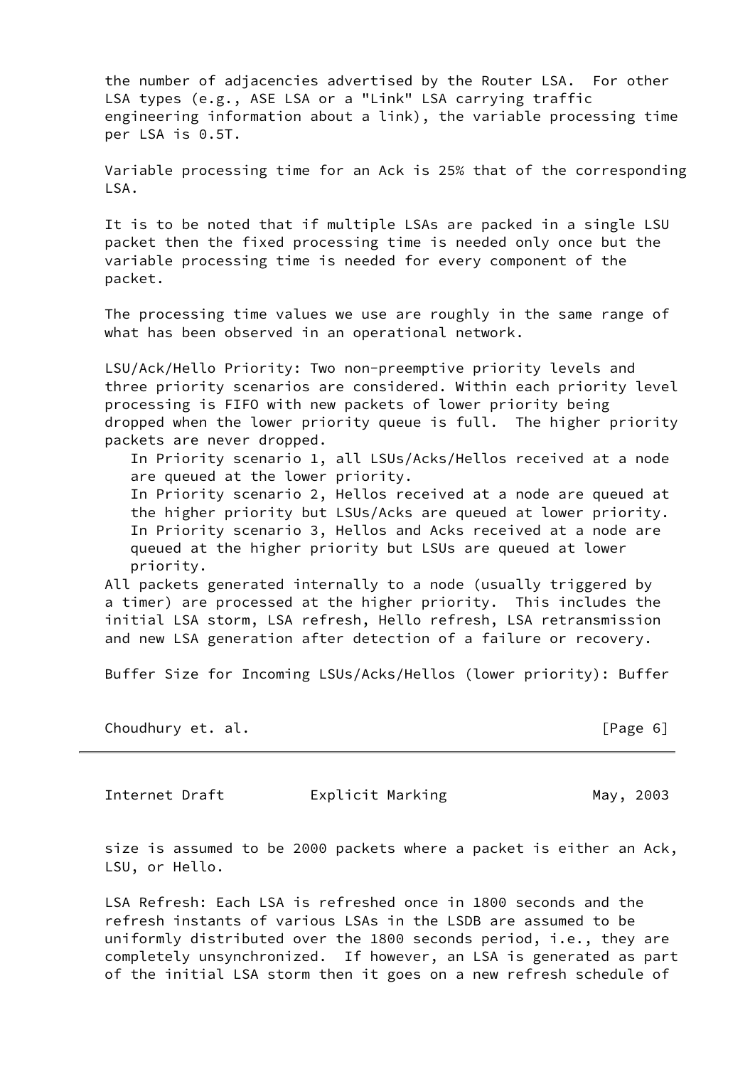the number of adjacencies advertised by the Router LSA. For other LSA types (e.g., ASE LSA or a "Link" LSA carrying traffic engineering information about a link), the variable processing time per LSA is 0.5T.

Variable processing time for an Ack is 25% that of the corresponding LSA.

It is to be noted that if multiple LSAs are packed in a single LSU packet then the fixed processing time is needed only once but the variable processing time is needed for every component of the packet.

The processing time values we use are roughly in the same range of what has been observed in an operational network.

LSU/Ack/Hello Priority: Two non-preemptive priority levels and three priority scenarios are considered. Within each priority level processing is FIFO with new packets of lower priority being dropped when the lower priority queue is full. The higher priority packets are never dropped.

- In Priority scenario 1, all LSUs/Acks/Hellos received at a node are queued at the lower priority.
- In Priority scenario 2, Hellos received at a node are queued at the higher priority but LSUs/Acks are queued at lower priority.
- In Priority scenario 3, Hellos and Acks received at a node are queued at the higher priority but LSUs are queued at lower priority.

All packets generated internally to a node (usually triggered by a timer) are processed at the higher priority. This includes the initial LSA storm, LSA refresh, Hello refresh, LSA retransmission and new LSA generation after detection of a failure or recovery.

Buffer Size for Incoming LSUs/Acks/Hellos (lower priority): Buffer size is assumed to be 2000 packets where a packet is either an Ack, LSU, or Hello.

LSA Refresh: Each LSA is refreshed once in 1800 seconds and the refresh instants of various LSAs in the LSDB are assumed to be uniformly distributed over the 1800 seconds period, i.e., they are completely unsynchronized. If however, an LSA is generated as part of the initial LSA storm then it goes on a new refresh schedule of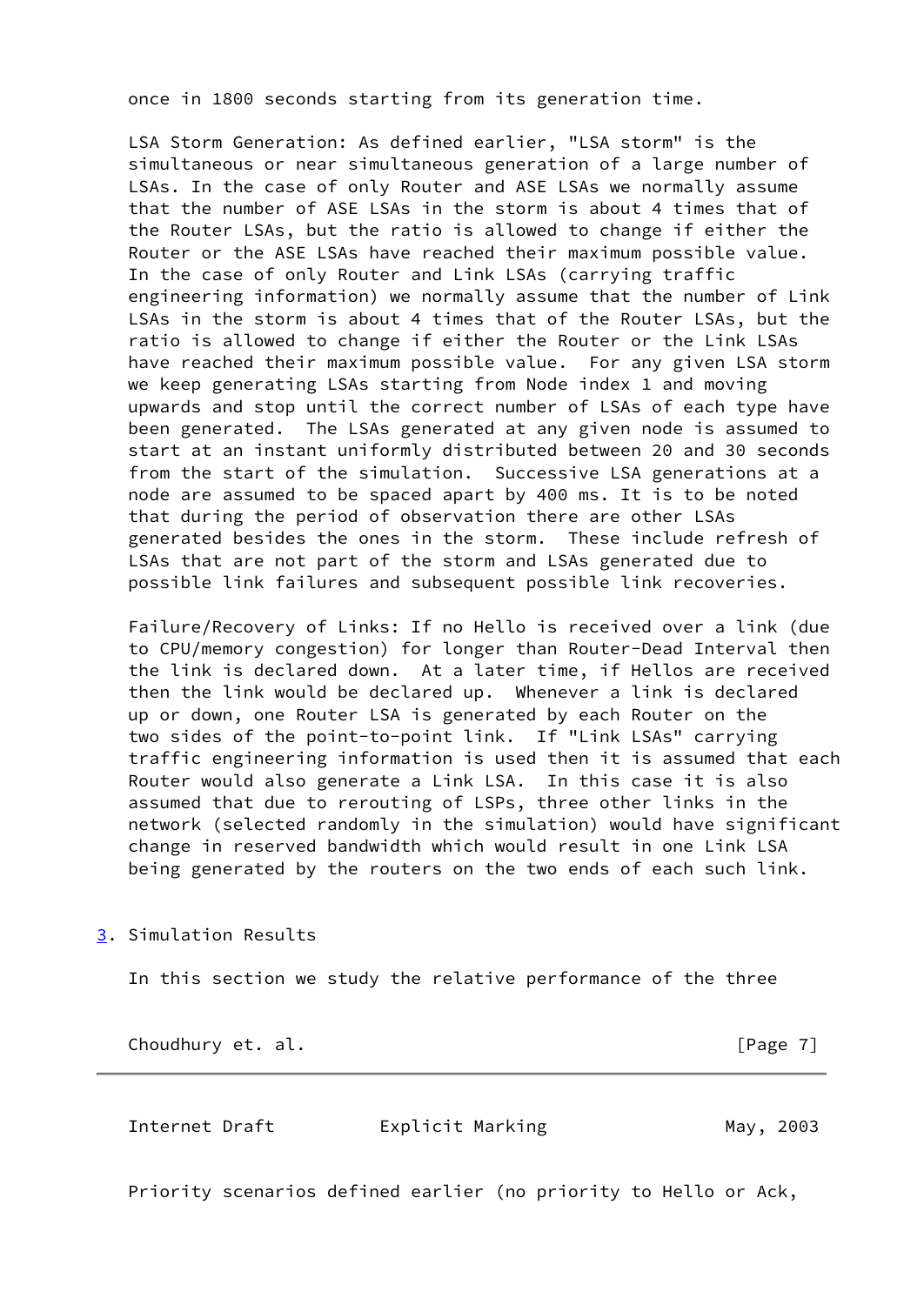once in 1800 seconds starting from its generation time.

LSA Storm Generation: As defined earlier, "LSA storm" is the simultaneous or near simultaneous generation of a large number of LSAs. In the case of only Router and ASE LSAs we normally assume that the number of ASE LSAs in the storm is about 4 times that of the Router LSAs, but the ratio is allowed to change if either the Router or the ASE LSAs have reached their maximum possible value. In the case of only Router and Link LSAs (carrying traffic engineering information) we normally assume that the number of Link LSAs in the storm is about 4 times that of the Router LSAs, but the ratio is allowed to change if either the Router or the Link LSAs have reached their maximum possible value. For any given LSA storm we keep generating LSAs starting from Node index 1 and moving upwards and stop until the correct number of LSAs of each type have been generated. The LSAs generated at any given node is assumed to start at an instant uniformly distributed between 20 and 30 seconds from the start of the simulation. Successive LSA generations at a node are assumed to be spaced apart by 400 ms. It is to be noted that during the period of observation there are other LSAs generated besides the ones in the storm. These include refresh of LSAs that are not part of the storm and LSAs generated due to possible link failures and subsequent possible link recoveries.

Failure/Recovery of Links: If no Hello is received over a link (due to CPU/memory congestion) for longer than Router-Dead Interval then the link is declared down. At a later time, if Hellos are received then the link would be declared up. Whenever a link is declared up or down, one Router LSA is generated by each Router on the two sides of the point-to-point link. If "Link LSAs" carrying traffic engineering information is used then it is assumed that each Router would also generate a Link LSA. In this case it is also assumed that due to rerouting of LSPs, three other links in the network (selected randomly in the simulation) would have significant change in reserved bandwidth which would result in one Link LSA being generated by the routers on the two ends of each such link.

## 3. Simulation Results

In this section we study the relative performance of the three Priority scenarios defined earlier (no priority to Hello or Ack,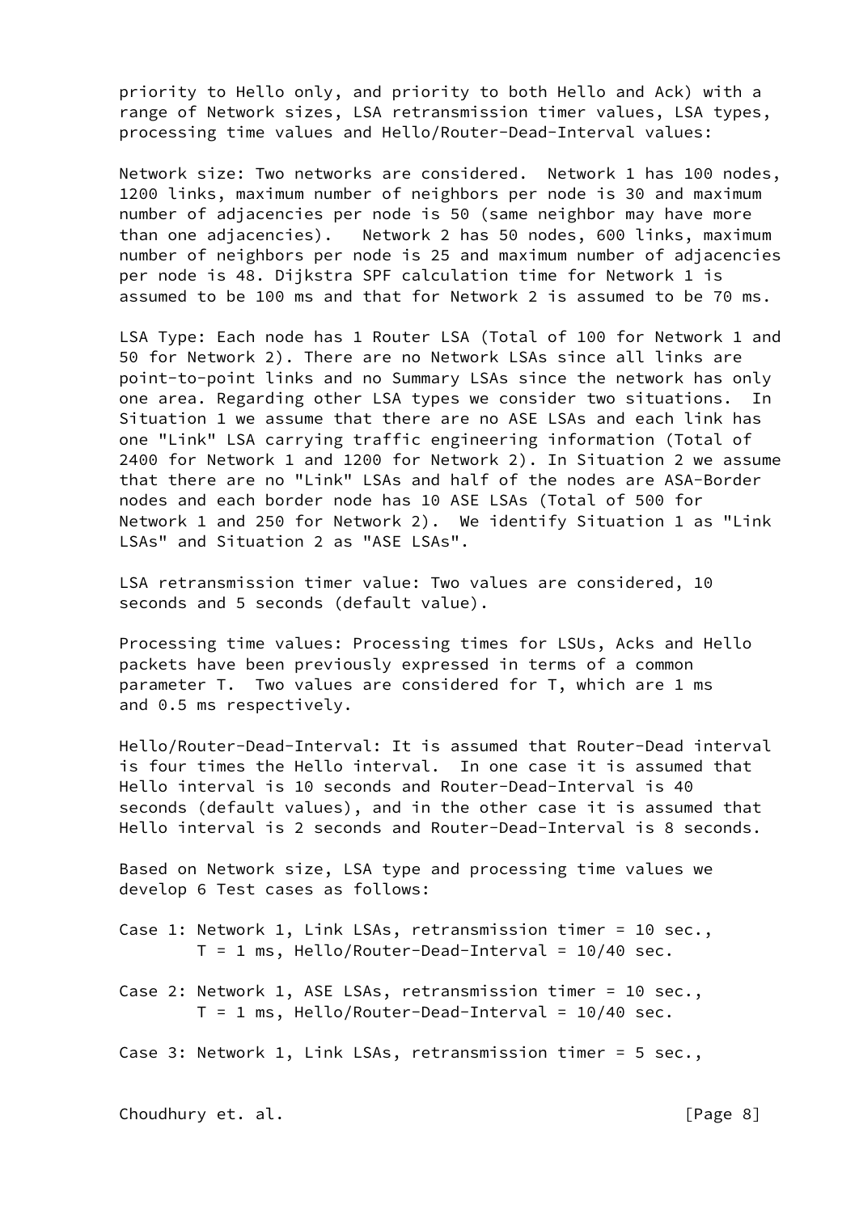priority to Hello only, and priority to both Hello and Ack) with a range of Network sizes, LSA retransmission timer values, LSA types, processing time values and Hello/Router-Dead-Interval values:

Network size: Two networks are considered. Network 1 has 100 nodes, 1200 links, maximum number of neighbors per node is 30 and maximum number of adjacencies per node is 50 (same neighbor may have more than one adjacencies). Network 2 has 50 nodes, 600 links, maximum number of neighbors per node is 25 and maximum number of adjacencies per node is 48. Dijkstra SPF calculation time for Network 1 is assumed to be 100 ms and that for Network 2 is assumed to be 70 ms.

LSA Type: Each node has 1 Router LSA (Total of 100 for Network 1 and 50 for Network 2). There are no Network LSAs since all links are point-to-point links and no Summary LSAs since the network has only one area. Regarding other LSA types we consider two situations. In Situation 1 we assume that there are no ASE LSAs and each link has one "Link" LSA carrying traffic engineering information (Total of 2400 for Network 1 and 1200 for Network 2). In Situation 2 we assume that there are no "Link" LSAs and half of the nodes are ASA-Border nodes and each border node has 10 ASE LSAs (Total of 500 for Network 1 and 250 for Network 2). We identify Situation 1 as "Link LSAs" and Situation 2 as "ASE LSAs".

LSA retransmission timer value: Two values are considered, 10 seconds and 5 seconds (default value).

Processing time values: Processing times for LSUs, Acks and Hello packets have been previously expressed in terms of a common parameter T. Two values are considered for T, which are 1 ms and 0.5 ms respectively.

Hello/Router-Dead-Interval: It is assumed that Router-Dead interval is four times the Hello interval. In one case it is assumed that Hello interval is 10 seconds and Router-Dead-Interval is 40 seconds (default values), and in the other case it is assumed that Hello interval is 2 seconds and Router-Dead-Interval is 8 seconds.

Based on Network size, LSA type and processing time values we develop 6 Test cases as follows:

Case 1: Network 1, Link LSAs, retransmission timer = 10 sec., T = 1 ms, Hello/Router-Dead-Interval = 10/40 sec.

Case 2: Network 1, ASE LSAs, retransmission timer = 10 sec., T = 1 ms, Hello/Router-Dead-Interval = 10/40 sec.

Case 3: Network 1, Link LSAs, retransmission timer = 5 sec.,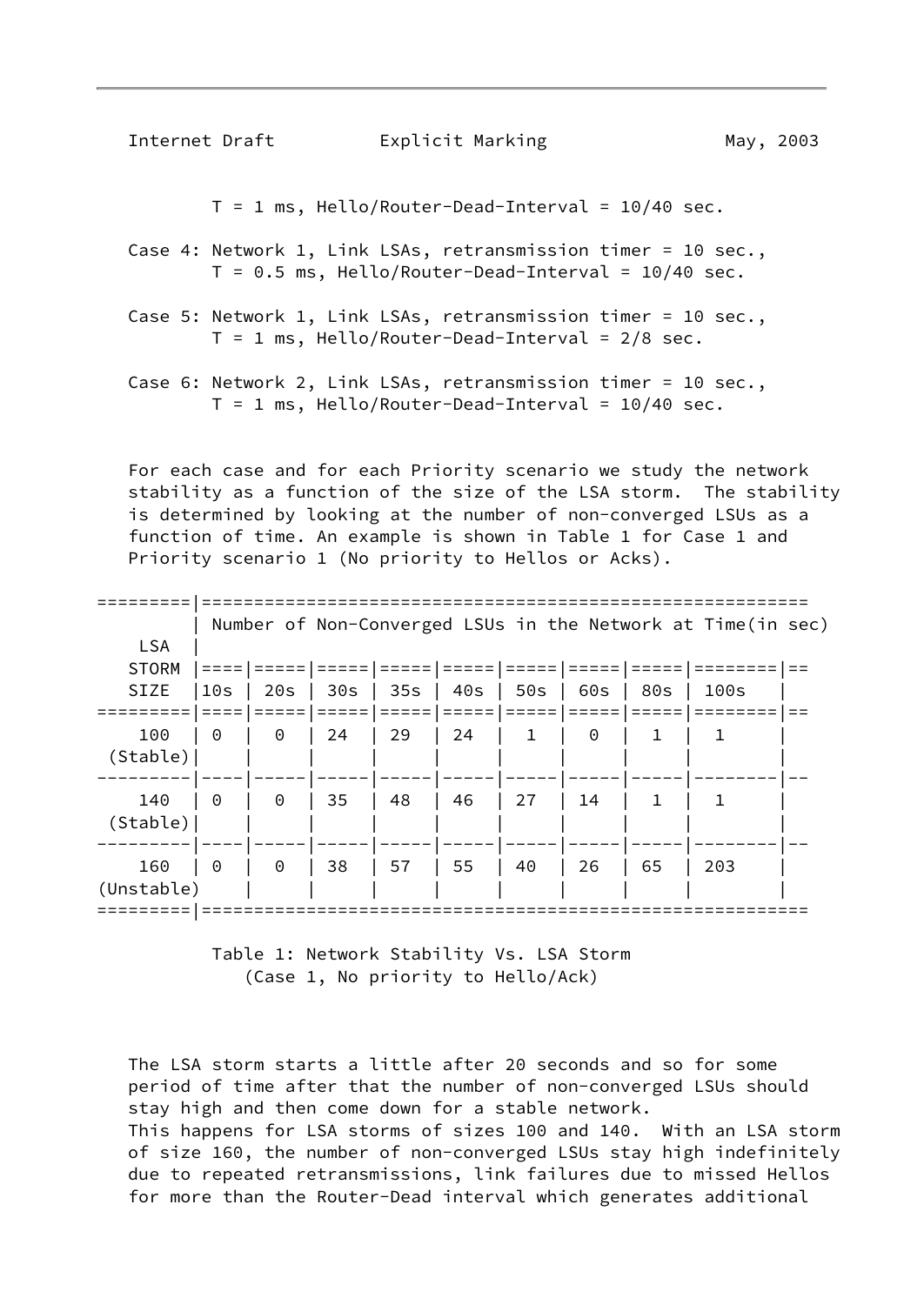T = 1 ms, Hello/Router-Dead-Interval = 10/40 sec.

Case 4: Network 1, Link LSAs, retransmission timer = 10 sec., T = 0.5 ms, Hello/Router-Dead-Interval = 10/40 sec.

Case 5: Network 1, Link LSAs, retransmission timer = 10 sec., T = 1 ms, Hello/Router-Dead-Interval = 2/8 sec.

Case 6: Network 2, Link LSAs, retransmission timer = 10 sec., T = 1 ms, Hello/Router-Dead-Interval = 10/40 sec.

For each case and for each Priority scenario we study the network stability as a function of the size of the LSA storm. The stability is determined by looking at the number of non-converged LSUs as a function of time. An example is shown in Table 1 for Case 1 and Priority scenario 1 (No priority to Hellos or Acks).

| LSA STORM SIZE | Number of Non-Converged LSUs in the Network at Time(in sec) | | | | | | | | |
|---|---|---|---|---|---|---|---|---|---|
| | 10s | 20s | 30s | 35s | 40s | 50s | 60s | 80s | 100s |
| 100 (Stable) | 0 | 0 | 24 | 29 | 24 | 1 | 0 | 1 | 1 |
| 140 (Stable) | 0 | 0 | 35 | 48 | 46 | 27 | 14 | 1 | 1 |
| 160 (Unstable) | 0 | 0 | 38 | 57 | 55 | 40 | 26 | 65 | 203 |

Table 1: Network Stability Vs. LSA Storm (Case 1, No priority to Hello/Ack)

The LSA storm starts a little after 20 seconds and so for some period of time after that the number of non-converged LSUs should stay high and then come down for a stable network.
This happens for LSA storms of sizes 100 and 140. With an LSA storm of size 160, the number of non-converged LSUs stay high indefinitely due to repeated retransmissions, link failures due to missed Hellos for more than the Router-Dead interval which generates additional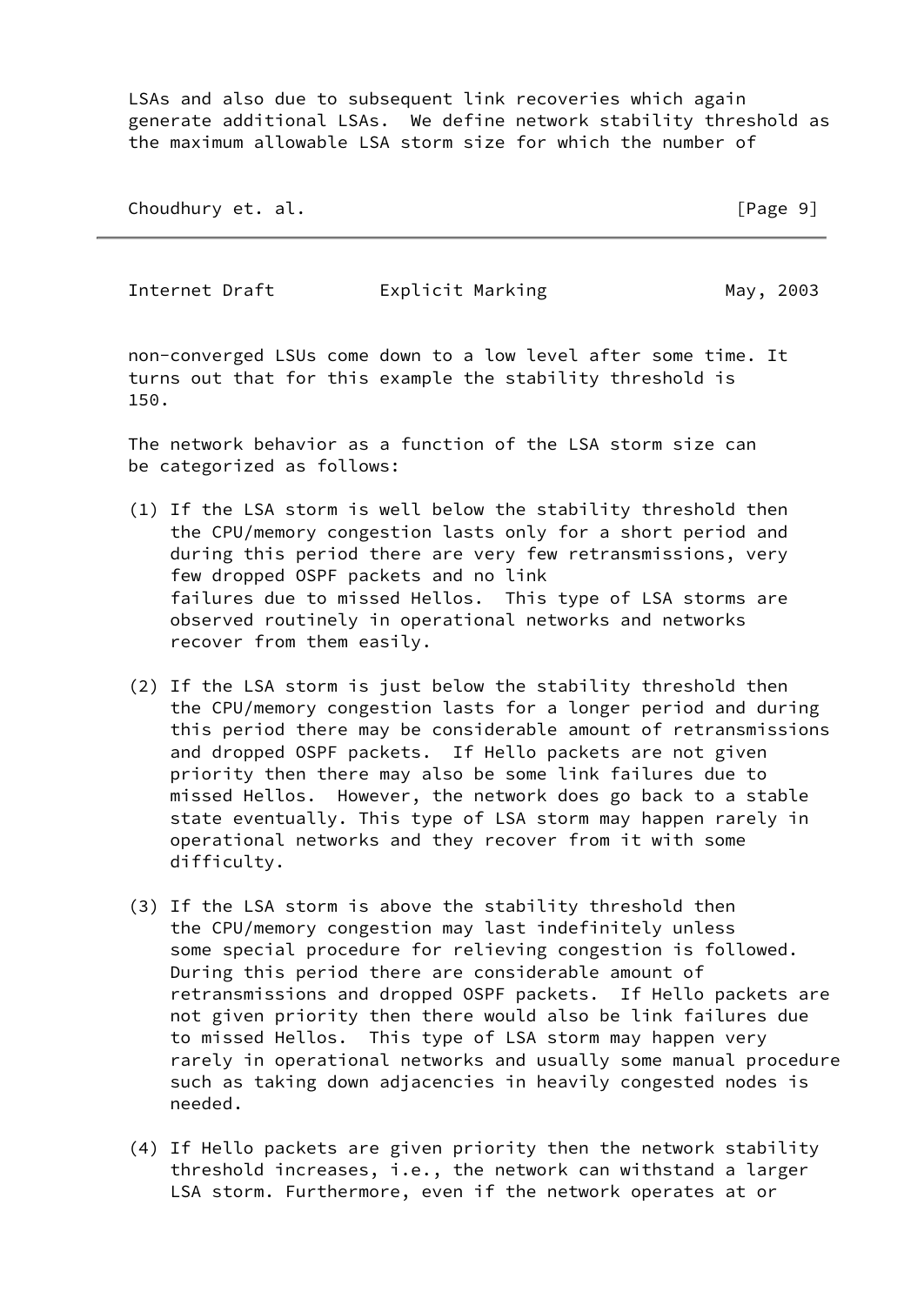LSAs and also due to subsequent link recoveries which again generate additional LSAs. We define network stability threshold as the maximum allowable LSA storm size for which the number of non-converged LSUs come down to a low level after some time. It turns out that for this example the stability threshold is 150.

The network behavior as a function of the LSA storm size can be categorized as follows:

(1) If the LSA storm is well below the stability threshold then the CPU/memory congestion lasts only for a short period and during this period there are very few retransmissions, very few dropped OSPF packets and no link failures due to missed Hellos. This type of LSA storms are observed routinely in operational networks and networks recover from them easily.

(2) If the LSA storm is just below the stability threshold then the CPU/memory congestion lasts for a longer period and during this period there may be considerable amount of retransmissions and dropped OSPF packets. If Hello packets are not given priority then there may also be some link failures due to missed Hellos. However, the network does go back to a stable state eventually. This type of LSA storm may happen rarely in operational networks and they recover from it with some difficulty.

(3) If the LSA storm is above the stability threshold then the CPU/memory congestion may last indefinitely unless some special procedure for relieving congestion is followed. During this period there are considerable amount of retransmissions and dropped OSPF packets. If Hello packets are not given priority then there would also be link failures due to missed Hellos. This type of LSA storm may happen very rarely in operational networks and usually some manual procedure such as taking down adjacencies in heavily congested nodes is needed.

(4) If Hello packets are given priority then the network stability threshold increases, i.e., the network can withstand a larger LSA storm. Furthermore, even if the network operates at or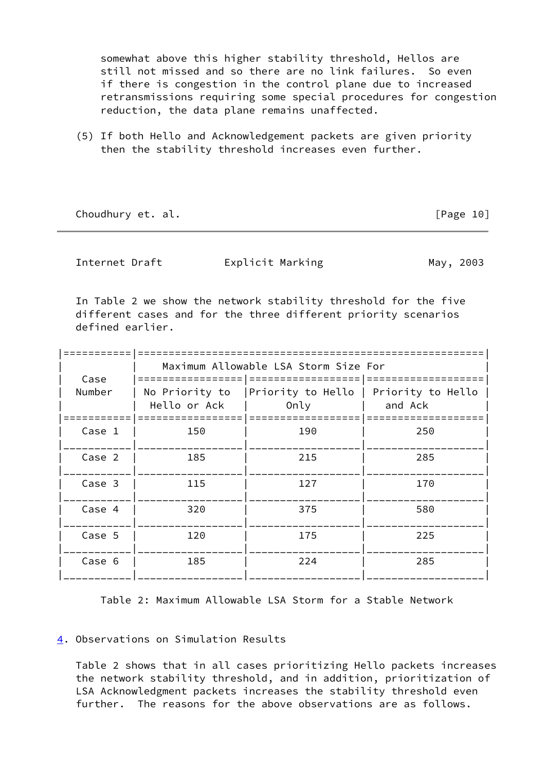somewhat above this higher stability threshold, Hellos are still not missed and so there are no link failures. So even if there is congestion in the control plane due to increased retransmissions requiring some special procedures for congestion reduction, the data plane remains unaffected.

(5) If both Hello and Acknowledgement packets are given priority then the stability threshold increases even further.

In Table 2 we show the network stability threshold for the five different cases and for the three different priority scenarios defined earlier.

| Case Number | Maximum Allowable LSA Storm Size For | | |
|---|---|---|---|
| | No Priority to Hello or Ack | Priority to Hello Only | Priority to Hello and Ack |
| Case 1 | 150 | 190 | 250 |
| Case 2 | 185 | 215 | 285 |
| Case 3 | 115 | 127 | 170 |
| Case 4 | 320 | 375 | 580 |
| Case 5 | 120 | 175 | 225 |
| Case 6 | 185 | 224 | 285 |

Table 2: Maximum Allowable LSA Storm for a Stable Network

## 4. Observations on Simulation Results

Table 2 shows that in all cases prioritizing Hello packets increases the network stability threshold, and in addition, prioritization of LSA Acknowledgment packets increases the stability threshold even further. The reasons for the above observations are as follows.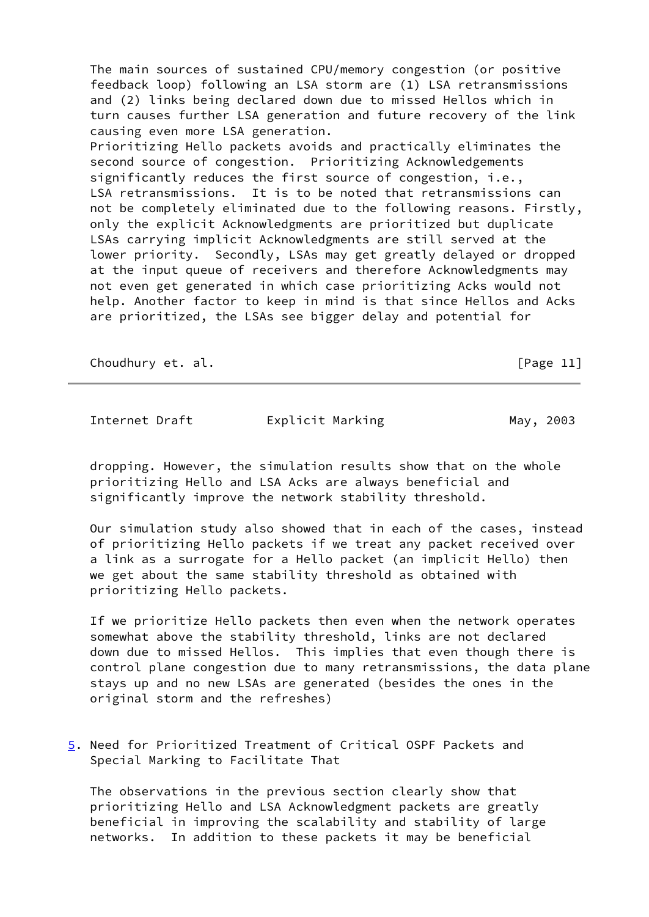The main sources of sustained CPU/memory congestion (or positive feedback loop) following an LSA storm are (1) LSA retransmissions and (2) links being declared down due to missed Hellos which in turn causes further LSA generation and future recovery of the link causing even more LSA generation.
Prioritizing Hello packets avoids and practically eliminates the second source of congestion. Prioritizing Acknowledgements significantly reduces the first source of congestion, i.e., LSA retransmissions. It is to be noted that retransmissions can not be completely eliminated due to the following reasons. Firstly, only the explicit Acknowledgments are prioritized but duplicate LSAs carrying implicit Acknowledgments are still served at the lower priority. Secondly, LSAs may get greatly delayed or dropped at the input queue of receivers and therefore Acknowledgments may not even get generated in which case prioritizing Acks would not help. Another factor to keep in mind is that since Hellos and Acks are prioritized, the LSAs see bigger delay and potential for dropping. However, the simulation results show that on the whole prioritizing Hello and LSA Acks are always beneficial and significantly improve the network stability threshold.

Our simulation study also showed that in each of the cases, instead of prioritizing Hello packets if we treat any packet received over a link as a surrogate for a Hello packet (an implicit Hello) then we get about the same stability threshold as obtained with prioritizing Hello packets.

If we prioritize Hello packets then even when the network operates somewhat above the stability threshold, links are not declared down due to missed Hellos. This implies that even though there is control plane congestion due to many retransmissions, the data plane stays up and no new LSAs are generated (besides the ones in the original storm and the refreshes)

## 5. Need for Prioritized Treatment of Critical OSPF Packets and Special Marking to Facilitate That

The observations in the previous section clearly show that prioritizing Hello and LSA Acknowledgment packets are greatly beneficial in improving the scalability and stability of large networks. In addition to these packets it may be beneficial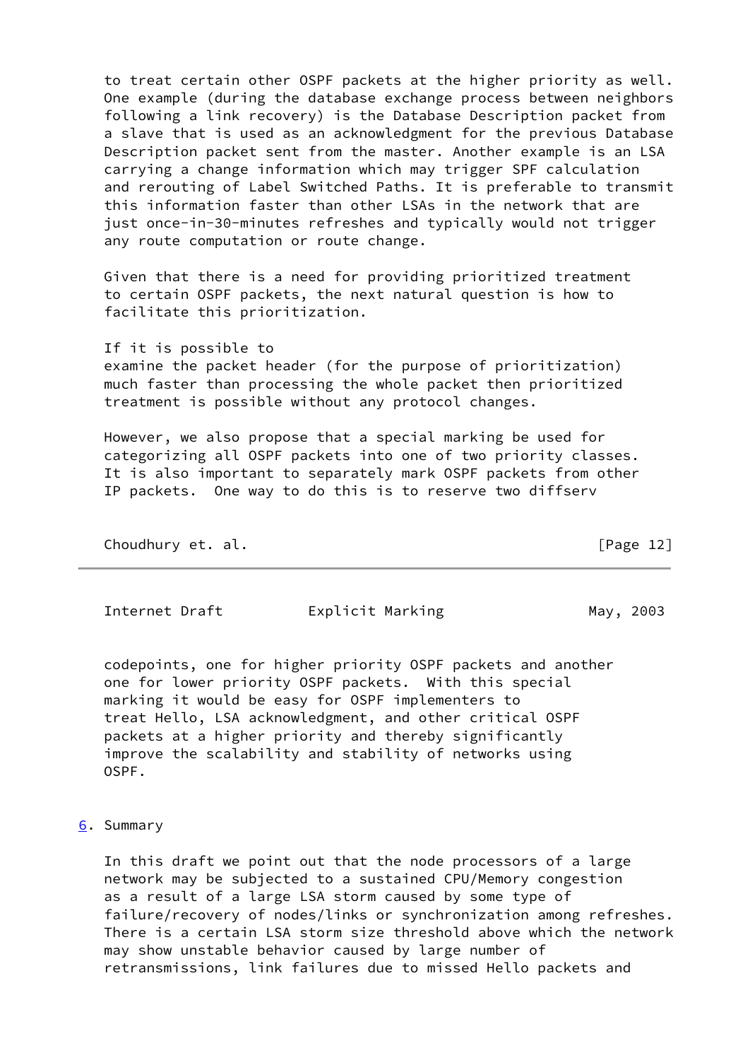to treat certain other OSPF packets at the higher priority as well. One example (during the database exchange process between neighbors following a link recovery) is the Database Description packet from a slave that is used as an acknowledgment for the previous Database Description packet sent from the master. Another example is an LSA carrying a change information which may trigger SPF calculation and rerouting of Label Switched Paths. It is preferable to transmit this information faster than other LSAs in the network that are just once-in-30-minutes refreshes and typically would not trigger any route computation or route change.

Given that there is a need for providing prioritized treatment to certain OSPF packets, the next natural question is how to facilitate this prioritization.

If it is possible to examine the packet header (for the purpose of prioritization) much faster than processing the whole packet then prioritized treatment is possible without any protocol changes.

However, we also propose that a special marking be used for categorizing all OSPF packets into one of two priority classes. It is also important to separately mark OSPF packets from other IP packets. One way to do this is to reserve two diffserv codepoints, one for higher priority OSPF packets and another one for lower priority OSPF packets. With this special marking it would be easy for OSPF implementers to treat Hello, LSA acknowledgment, and other critical OSPF packets at a higher priority and thereby significantly improve the scalability and stability of networks using OSPF.

## 6. Summary

In this draft we point out that the node processors of a large network may be subjected to a sustained CPU/Memory congestion as a result of a large LSA storm caused by some type of failure/recovery of nodes/links or synchronization among refreshes. There is a certain LSA storm size threshold above which the network may show unstable behavior caused by large number of retransmissions, link failures due to missed Hello packets and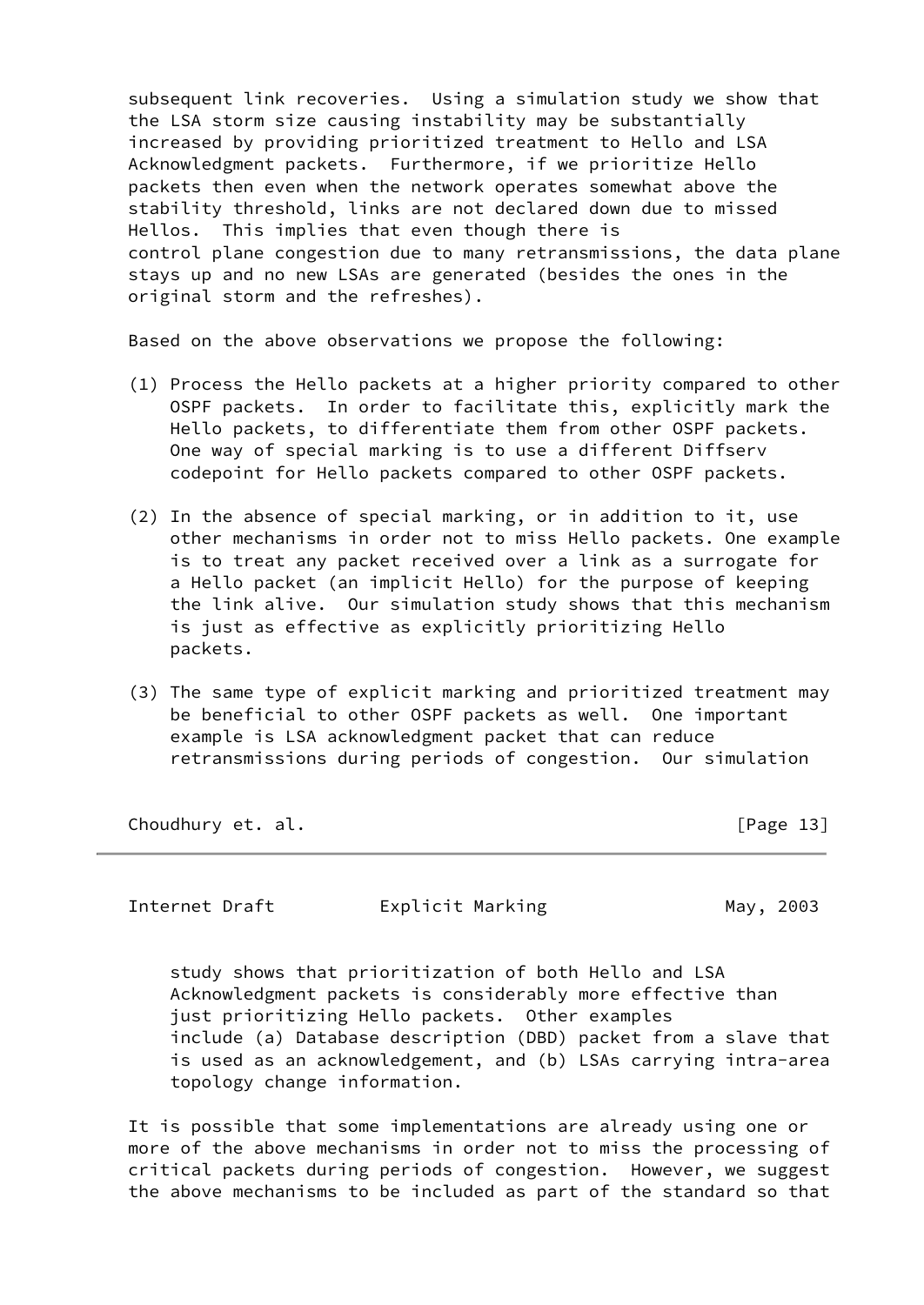subsequent link recoveries. Using a simulation study we show that the LSA storm size causing instability may be substantially increased by providing prioritized treatment to Hello and LSA Acknowledgment packets. Furthermore, if we prioritize Hello packets then even when the network operates somewhat above the stability threshold, links are not declared down due to missed Hellos. This implies that even though there is control plane congestion due to many retransmissions, the data plane stays up and no new LSAs are generated (besides the ones in the original storm and the refreshes).

Based on the above observations we propose the following:

(1) Process the Hello packets at a higher priority compared to other OSPF packets. In order to facilitate this, explicitly mark the Hello packets, to differentiate them from other OSPF packets. One way of special marking is to use a different Diffserv codepoint for Hello packets compared to other OSPF packets.

(2) In the absence of special marking, or in addition to it, use other mechanisms in order not to miss Hello packets. One example is to treat any packet received over a link as a surrogate for a Hello packet (an implicit Hello) for the purpose of keeping the link alive. Our simulation study shows that this mechanism is just as effective as explicitly prioritizing Hello packets.

(3) The same type of explicit marking and prioritized treatment may be beneficial to other OSPF packets as well. One important example is LSA acknowledgment packet that can reduce retransmissions during periods of congestion. Our simulation study shows that prioritization of both Hello and LSA Acknowledgment packets is considerably more effective than just prioritizing Hello packets. Other examples include (a) Database description (DBD) packet from a slave that is used as an acknowledgement, and (b) LSAs carrying intra-area topology change information.

It is possible that some implementations are already using one or more of the above mechanisms in order not to miss the processing of critical packets during periods of congestion. However, we suggest the above mechanisms to be included as part of the standard so that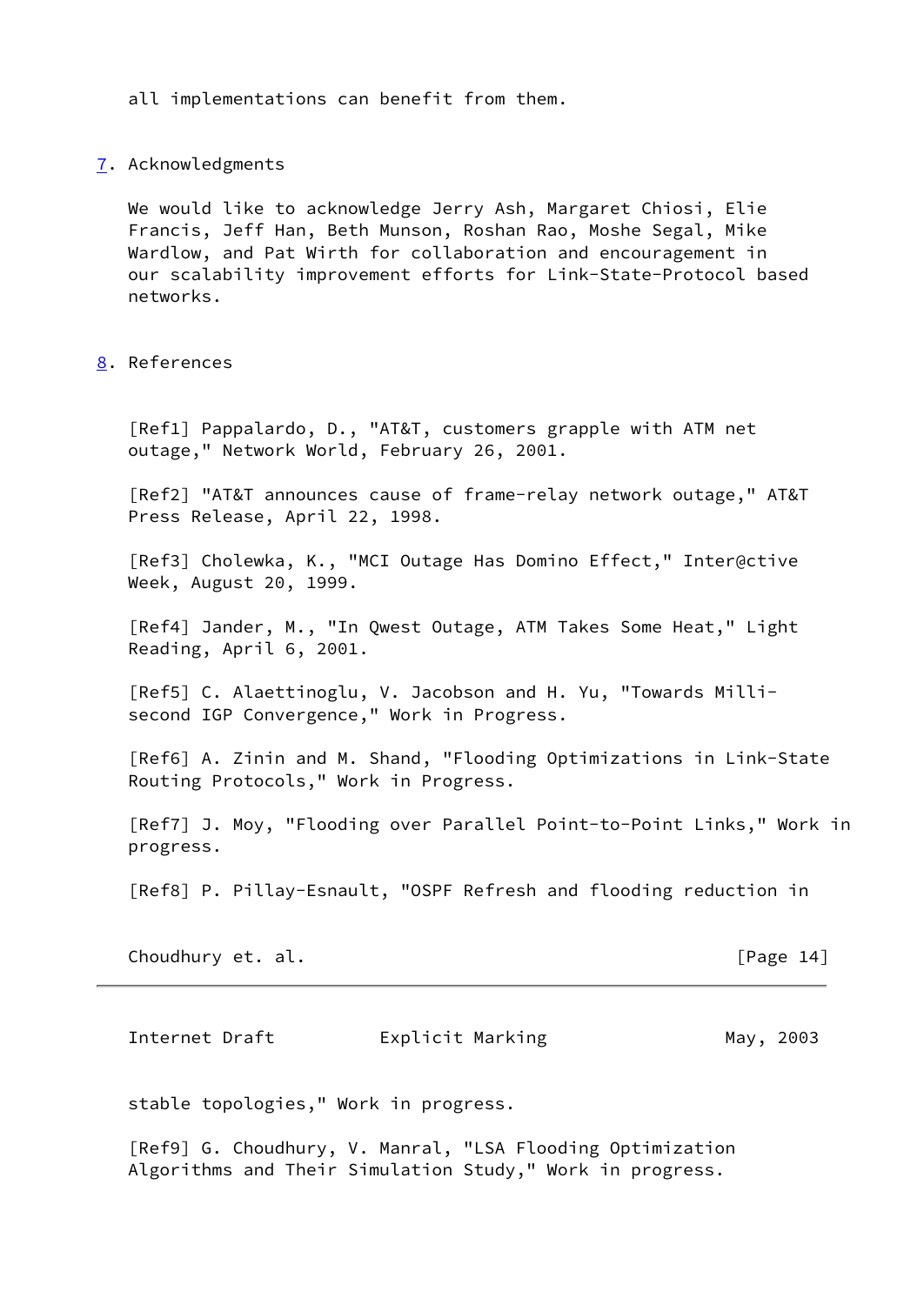all implementations can benefit from them.

## 7. Acknowledgments

We would like to acknowledge Jerry Ash, Margaret Chiosi, Elie Francis, Jeff Han, Beth Munson, Roshan Rao, Moshe Segal, Mike Wardlow, and Pat Wirth for collaboration and encouragement in our scalability improvement efforts for Link-State-Protocol based networks.

## 8. References

[Ref1] Pappalardo, D., "AT&T, customers grapple with ATM net outage," Network World, February 26, 2001.

[Ref2] "AT&T announces cause of frame-relay network outage," AT&T Press Release, April 22, 1998.

[Ref3] Cholewka, K., "MCI Outage Has Domino Effect," Inter@ctive Week, August 20, 1999.

[Ref4] Jander, M., "In Qwest Outage, ATM Takes Some Heat," Light Reading, April 6, 2001.

[Ref5] C. Alaettinoglu, V. Jacobson and H. Yu, "Towards Milli-second IGP Convergence," Work in Progress.

[Ref6] A. Zinin and M. Shand, "Flooding Optimizations in Link-State Routing Protocols," Work in Progress.

[Ref7] J. Moy, "Flooding over Parallel Point-to-Point Links," Work in progress.

[Ref8] P. Pillay-Esnault, "OSPF Refresh and flooding reduction in stable topologies," Work in progress.

[Ref9] G. Choudhury, V. Manral, "LSA Flooding Optimization Algorithms and Their Simulation Study," Work in progress.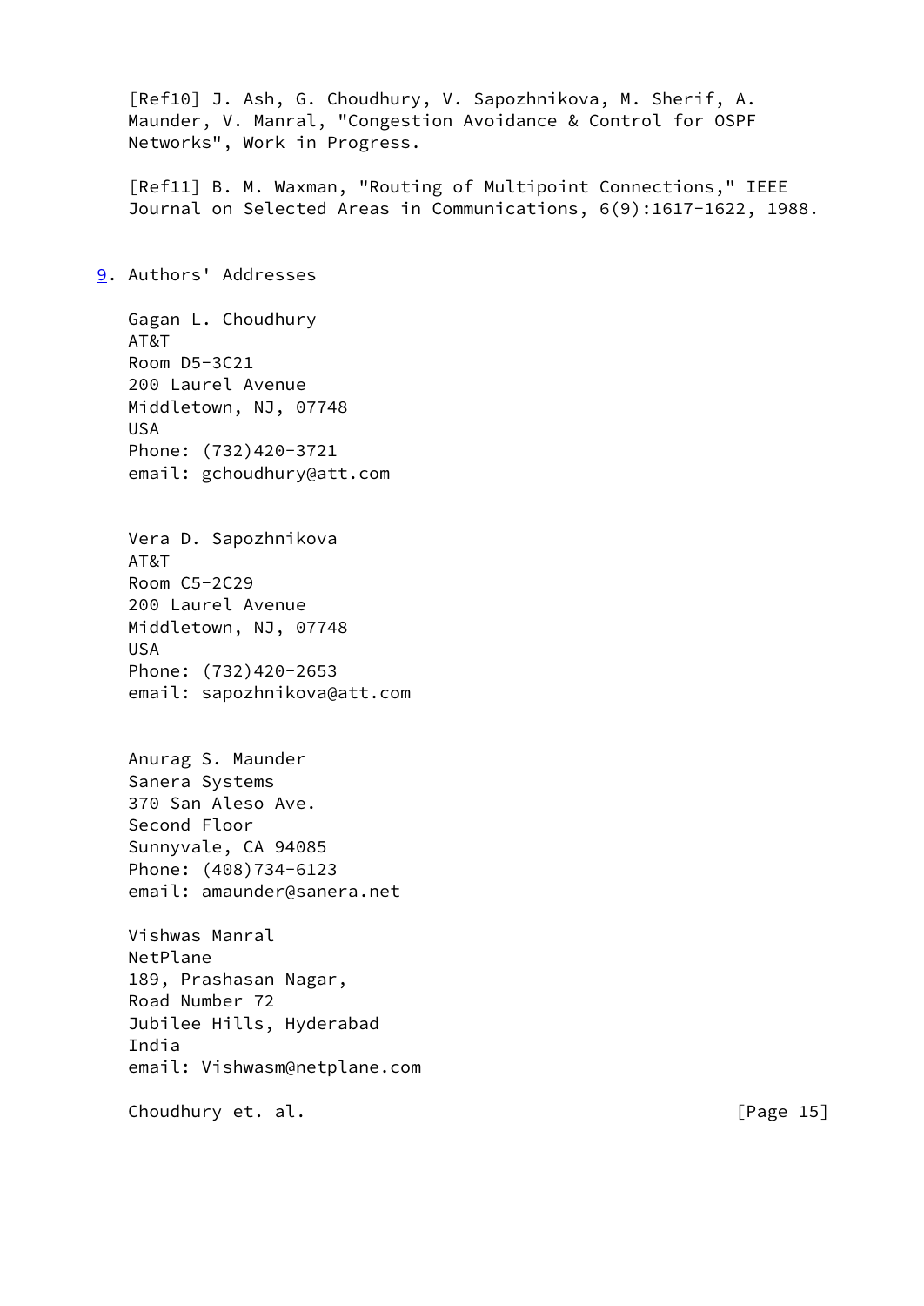[Ref10] J. Ash, G. Choudhury, V. Sapozhnikova, M. Sherif, A. Maunder, V. Manral, "Congestion Avoidance & Control for OSPF Networks", Work in Progress.

[Ref11] B. M. Waxman, "Routing of Multipoint Connections," IEEE Journal on Selected Areas in Communications, 6(9):1617-1622, 1988.

## 9. Authors' Addresses

Gagan L. Choudhury
AT&T
Room D5-3C21
200 Laurel Avenue
Middletown, NJ, 07748
USA
Phone: (732)420-3721
email: gchoudhury@att.com

Vera D. Sapozhnikova
AT&T
Room C5-2C29
200 Laurel Avenue
Middletown, NJ, 07748
USA
Phone: (732)420-2653
email: sapozhnikova@att.com

Anurag S. Maunder
Sanera Systems
370 San Aleso Ave.
Second Floor
Sunnyvale, CA 94085
Phone: (408)734-6123
email: amaunder@sanera.net

Vishwas Manral
NetPlane
189, Prashasan Nagar,
Road Number 72
Jubilee Hills, Hyderabad
India
email: Vishwasm@netplane.com